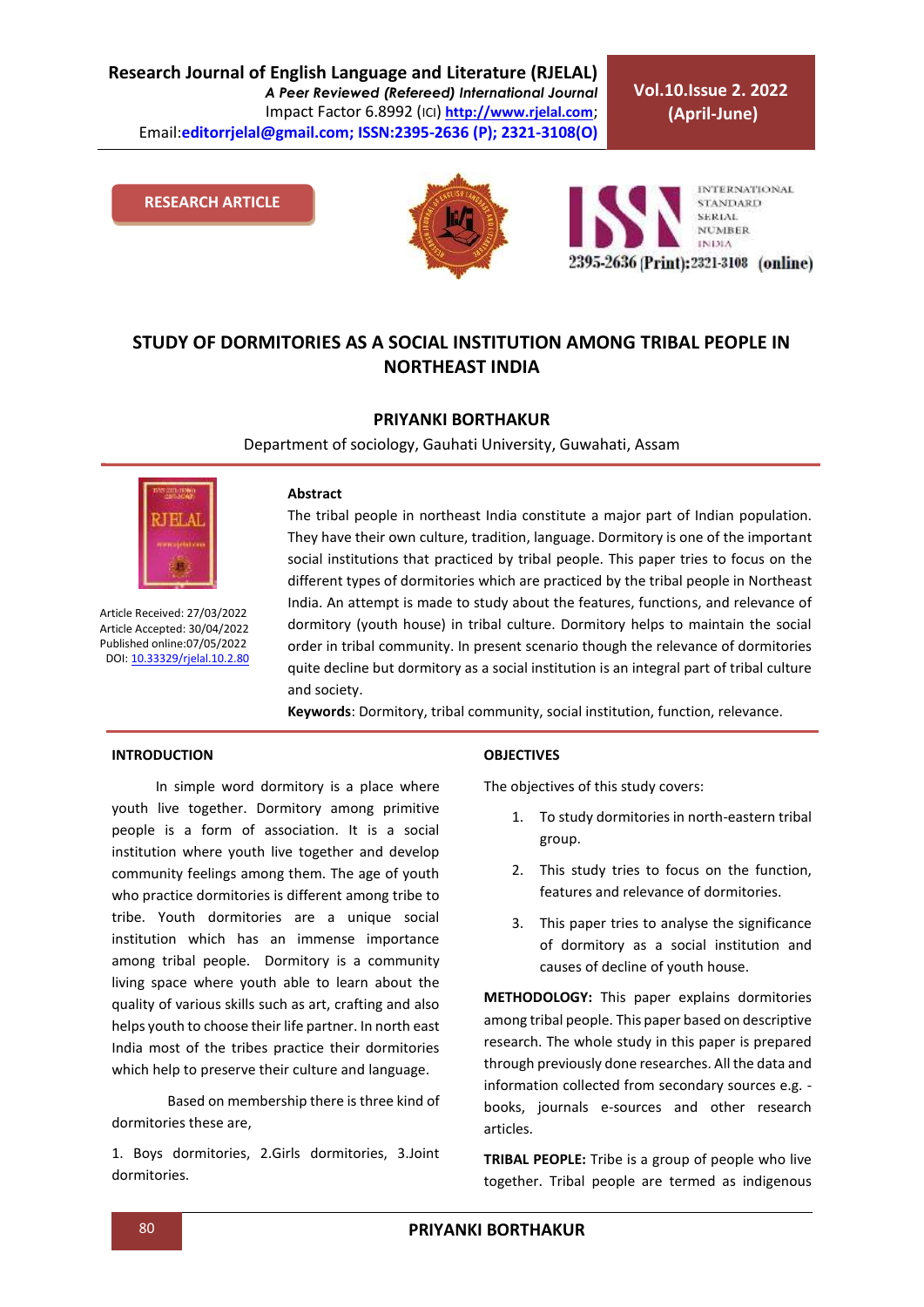RESEARCH ARTICLE

# STUDY OF DORMITORIES AS A SOCIAL INSTITUTION AMONG TRIBAL PEOPLE IN NORTHEAST INDIA

**PRIYANKI BORTHAKUR**

Department of sociology, Gauhati University, Guwahati, Assam

Article Received: 27/03/2022
Article Accepted: 30/04/2022
Published online:07/05/2022
DOI: 10.33329/rjelal.10.2.80

**Abstract**

The tribal people in northeast India constitute a major part of Indian population. They have their own culture, tradition, language. Dormitory is one of the important social institutions that practiced by tribal people. This paper tries to focus on the different types of dormitories which are practiced by the tribal people in Northeast India. An attempt is made to study about the features, functions, and relevance of dormitory (youth house) in tribal culture. Dormitory helps to maintain the social order in tribal community. In present scenario though the relevance of dormitories quite decline but dormitory as a social institution is an integral part of tribal culture and society.

**Keywords**: Dormitory, tribal community, social institution, function, relevance.

## INTRODUCTION

In simple word dormitory is a place where youth live together. Dormitory among primitive people is a form of association. It is a social institution where youth live together and develop community feelings among them. The age of youth who practice dormitories is different among tribe to tribe. Youth dormitories are a unique social institution which has an immense importance among tribal people. Dormitory is a community living space where youth able to learn about the quality of various skills such as art, crafting and also helps youth to choose their life partner. In north east India most of the tribes practice their dormitories which help to preserve their culture and language.

Based on membership there is three kind of dormitories these are,

1. Boys dormitories, 2.Girls dormitories, 3.Joint dormitories.

## OBJECTIVES

The objectives of this study covers:

1. To study dormitories in north-eastern tribal group.
2. This study tries to focus on the function, features and relevance of dormitories.
3. This paper tries to analyse the significance of dormitory as a social institution and causes of decline of youth house.

**METHODOLOGY:** This paper explains dormitories among tribal people. This paper based on descriptive research. The whole study in this paper is prepared through previously done researches. All the data and information collected from secondary sources e.g. -books, journals e-sources and other research articles.

**TRIBAL PEOPLE:** Tribe is a group of people who live together. Tribal people are termed as indigenous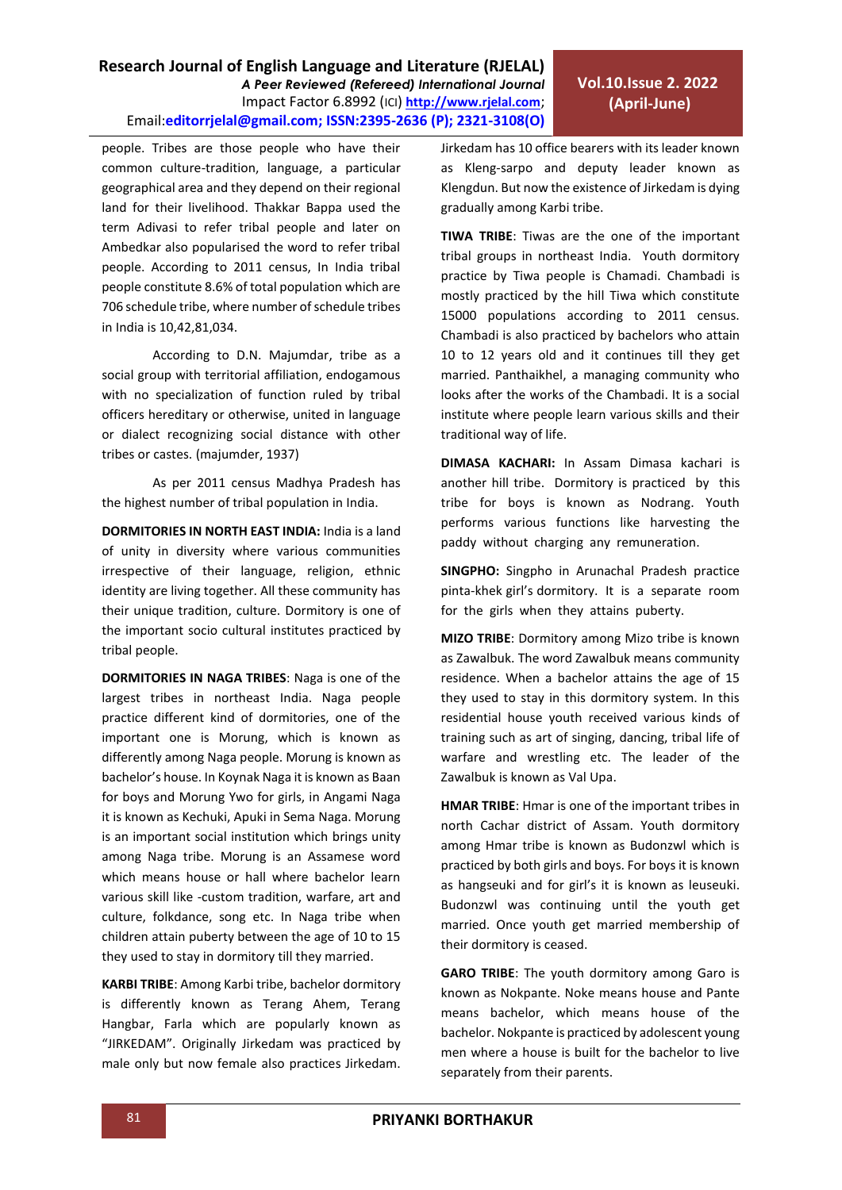people. Tribes are those people who have their common culture-tradition, language, a particular geographical area and they depend on their regional land for their livelihood. Thakkar Bappa used the term Adivasi to refer tribal people and later on Ambedkar also popularised the word to refer tribal people. According to 2011 census, In India tribal people constitute 8.6% of total population which are 706 schedule tribe, where number of schedule tribes in India is 10,42,81,034.

According to D.N. Majumdar, tribe as a social group with territorial affiliation, endogamous with no specialization of function ruled by tribal officers hereditary or otherwise, united in language or dialect recognizing social distance with other tribes or castes. (majumder, 1937)

As per 2011 census Madhya Pradesh has the highest number of tribal population in India.

**DORMITORIES IN NORTH EAST INDIA:** India is a land of unity in diversity where various communities irrespective of their language, religion, ethnic identity are living together. All these community has their unique tradition, culture. Dormitory is one of the important socio cultural institutes practiced by tribal people.

**DORMITORIES IN NAGA TRIBES**: Naga is one of the largest tribes in northeast India. Naga people practice different kind of dormitories, one of the important one is Morung, which is known as differently among Naga people. Morung is known as bachelor's house. In Koynak Naga it is known as Baan for boys and Morung Ywo for girls, in Angami Naga it is known as Kechuki, Apuki in Sema Naga. Morung is an important social institution which brings unity among Naga tribe. Morung is an Assamese word which means house or hall where bachelor learn various skill like -custom tradition, warfare, art and culture, folkdance, song etc. In Naga tribe when children attain puberty between the age of 10 to 15 they used to stay in dormitory till they married.

**KARBI TRIBE**: Among Karbi tribe, bachelor dormitory is differently known as Terang Ahem, Terang Hangbar, Farla which are popularly known as "JIRKEDAM". Originally Jirkedam was practiced by male only but now female also practices Jirkedam. Jirkedam has 10 office bearers with its leader known as Kleng-sarpo and deputy leader known as Klengdun. But now the existence of Jirkedam is dying gradually among Karbi tribe.

**TIWA TRIBE**: Tiwas are the one of the important tribal groups in northeast India. Youth dormitory practice by Tiwa people is Chamadi. Chambadi is mostly practiced by the hill Tiwa which constitute 15000 populations according to 2011 census. Chambadi is also practiced by bachelors who attain 10 to 12 years old and it continues till they get married. Panthaikhel, a managing community who looks after the works of the Chambadi. It is a social institute where people learn various skills and their traditional way of life.

**DIMASA KACHARI:** In Assam Dimasa kachari is another hill tribe. Dormitory is practiced by this tribe for boys is known as Nodrang. Youth performs various functions like harvesting the paddy without charging any remuneration.

**SINGPHO:** Singpho in Arunachal Pradesh practice pinta-khek girl's dormitory. It is a separate room for the girls when they attains puberty.

**MIZO TRIBE**: Dormitory among Mizo tribe is known as Zawalbuk. The word Zawalbuk means community residence. When a bachelor attains the age of 15 they used to stay in this dormitory system. In this residential house youth received various kinds of training such as art of singing, dancing, tribal life of warfare and wrestling etc. The leader of the Zawalbuk is known as Val Upa.

**HMAR TRIBE**: Hmar is one of the important tribes in north Cachar district of Assam. Youth dormitory among Hmar tribe is known as Budonzwl which is practiced by both girls and boys. For boys it is known as hangseuki and for girl's it is known as leuseuki. Budonzwl was continuing until the youth get married. Once youth get married membership of their dormitory is ceased.

**GARO TRIBE**: The youth dormitory among Garo is known as Nokpante. Noke means house and Pante means bachelor, which means house of the bachelor. Nokpante is practiced by adolescent young men where a house is built for the bachelor to live separately from their parents.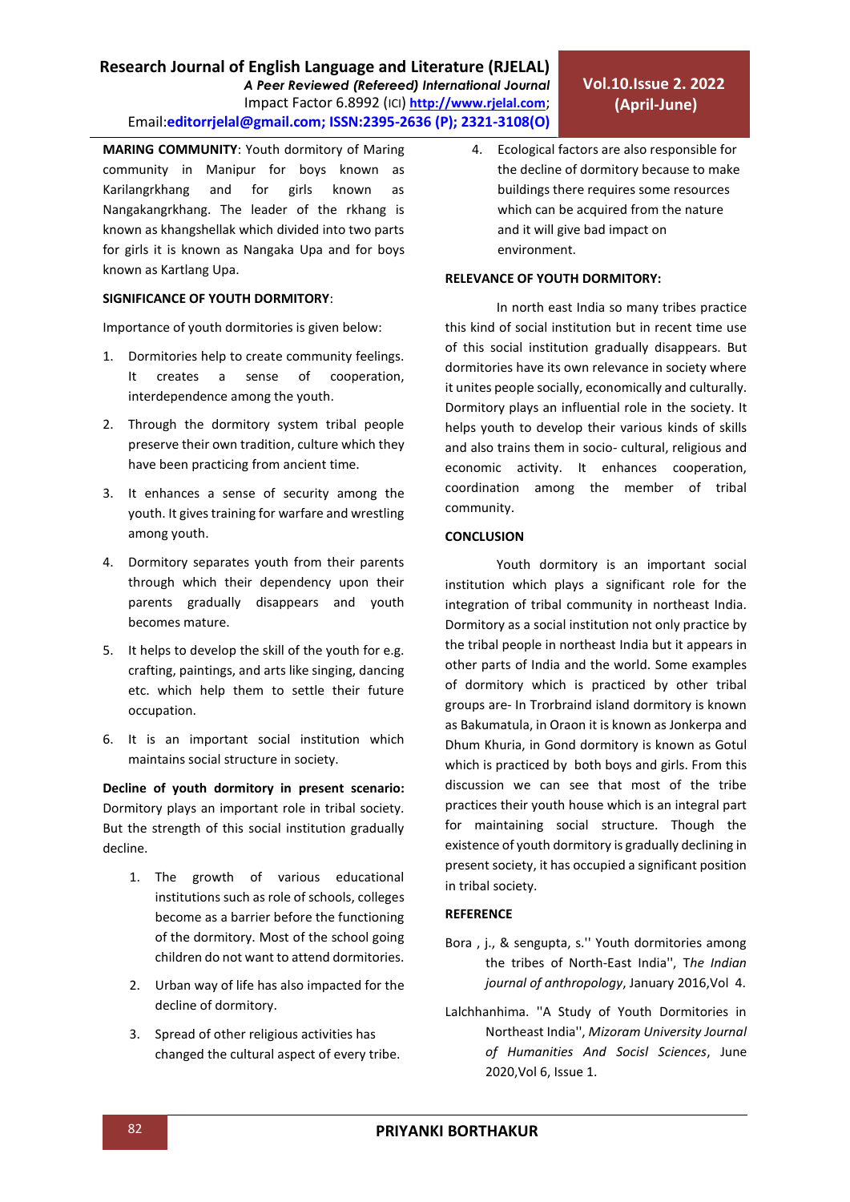**MARING COMMUNITY**: Youth dormitory of Maring community in Manipur for boys known as Karilangrkhang and for girls known as Nangakangrkhang. The leader of the rkhang is known as khangshellak which divided into two parts for girls it is known as Nangaka Upa and for boys known as Kartlang Upa.

**SIGNIFICANCE OF YOUTH DORMITORY**:

Importance of youth dormitories is given below:

1. Dormitories help to create community feelings. It creates a sense of cooperation, interdependence among the youth.
2. Through the dormitory system tribal people preserve their own tradition, culture which they have been practicing from ancient time.
3. It enhances a sense of security among the youth. It gives training for warfare and wrestling among youth.
4. Dormitory separates youth from their parents through which their dependency upon their parents gradually disappears and youth becomes mature.
5. It helps to develop the skill of the youth for e.g. crafting, paintings, and arts like singing, dancing etc. which help them to settle their future occupation.
6. It is an important social institution which maintains social structure in society.

**Decline of youth dormitory in present scenario:** Dormitory plays an important role in tribal society. But the strength of this social institution gradually decline.

1. The growth of various educational institutions such as role of schools, colleges become as a barrier before the functioning of the dormitory. Most of the school going children do not want to attend dormitories.
2. Urban way of life has also impacted for the decline of dormitory.
3. Spread of other religious activities has changed the cultural aspect of every tribe.
4. Ecological factors are also responsible for the decline of dormitory because to make buildings there requires some resources which can be acquired from the nature and it will give bad impact on environment.

**RELEVANCE OF YOUTH DORMITORY:**

In north east India so many tribes practice this kind of social institution but in recent time use of this social institution gradually disappears. But dormitories have its own relevance in society where it unites people socially, economically and culturally. Dormitory plays an influential role in the society. It helps youth to develop their various kinds of skills and also trains them in socio- cultural, religious and economic activity. It enhances cooperation, coordination among the member of tribal community.

**CONCLUSION**

Youth dormitory is an important social institution which plays a significant role for the integration of tribal community in northeast India. Dormitory as a social institution not only practice by the tribal people in northeast India but it appears in other parts of India and the world. Some examples of dormitory which is practiced by other tribal groups are- In Trorbraind island dormitory is known as Bakumatula, in Oraon it is known as Jonkerpa and Dhum Khuria, in Gond dormitory is known as Gotul which is practiced by both boys and girls. From this discussion we can see that most of the tribe practices their youth house which is an integral part for maintaining social structure. Though the existence of youth dormitory is gradually declining in present society, it has occupied a significant position in tribal society.

**REFERENCE**

Bora , j., & sengupta, s.'' Youth dormitories among the tribes of North-East India'', T*he Indian journal of anthropology*, January 2016,Vol 4.

Lalchhanhima. ''A Study of Youth Dormitories in Northeast India'', *Mizoram University Journal of Humanities And Socisl Sciences*, June 2020,Vol 6, Issue 1.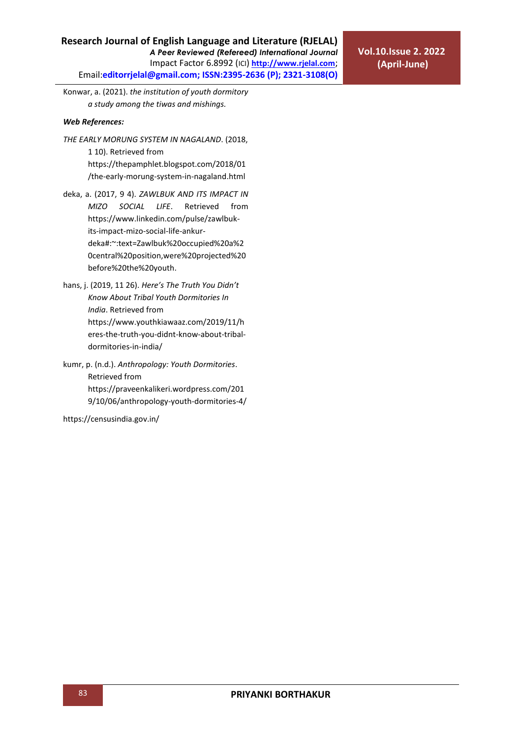Konwar, a. (2021). *the institution of youth dormitory a study among the tiwas and mishings.*

***Web References:***

*THE EARLY MORUNG SYSTEM IN NAGALAND*. (2018, 1 10). Retrieved from https://thepamphlet.blogspot.com/2018/01/the-early-morung-system-in-nagaland.html

deka, a. (2017, 9 4). *ZAWLBUK AND ITS IMPACT IN MIZO SOCIAL LIFE*. Retrieved from https://www.linkedin.com/pulse/zawlbuk-its-impact-mizo-social-life-ankur-deka#:~:text=Zawlbuk%20occupied%20a%20central%20position,were%20projected%20before%20the%20youth.

hans, j. (2019, 11 26). *Here's The Truth You Didn't Know About Tribal Youth Dormitories In India*. Retrieved from https://www.youthkiawaaz.com/2019/11/heres-the-truth-you-didnt-know-about-tribal-dormitories-in-india/

kumr, p. (n.d.). *Anthropology: Youth Dormitories*. Retrieved from https://praveenkalikeri.wordpress.com/2019/10/06/anthropology-youth-dormitories-4/

https://censusindia.gov.in/